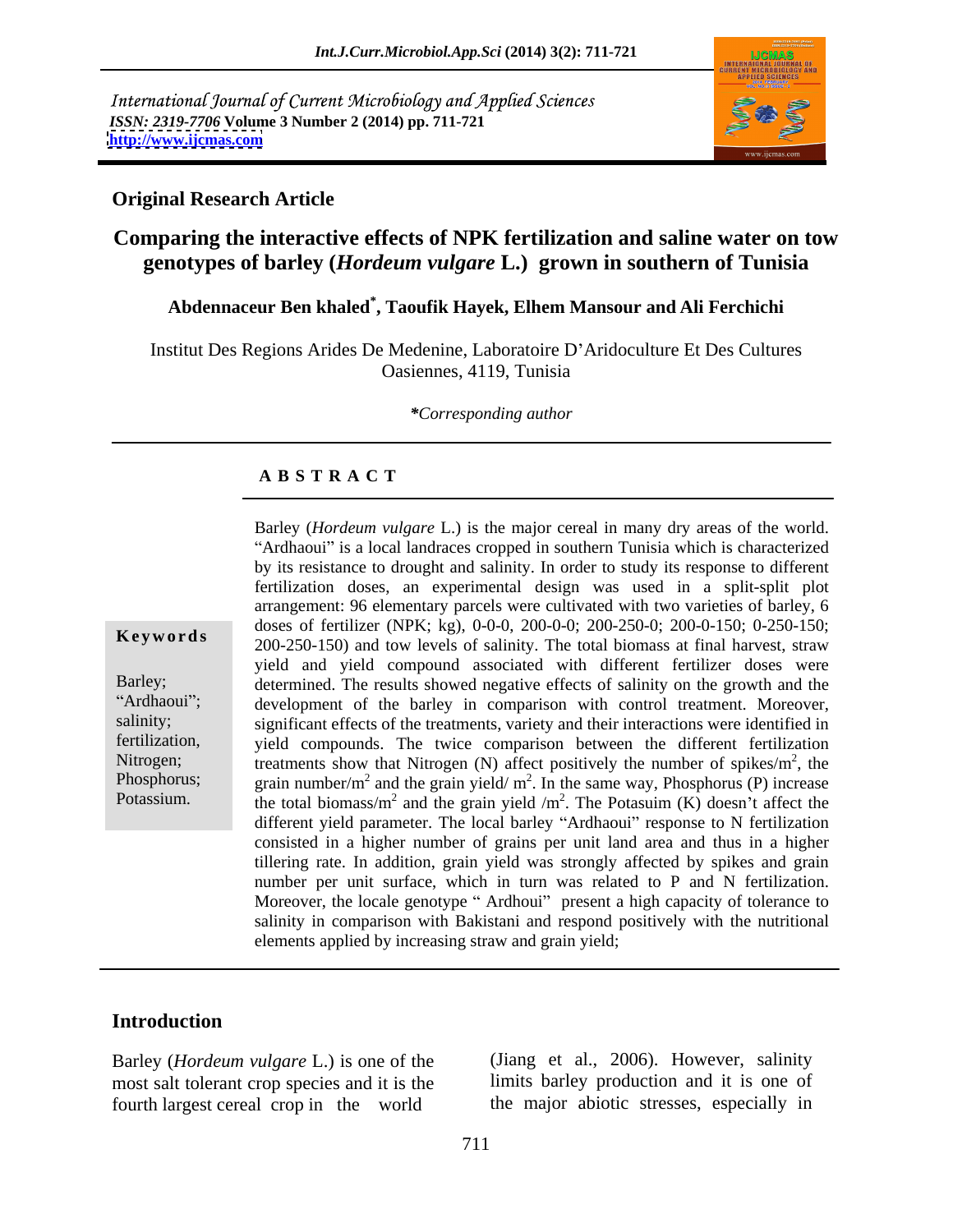International Journal of Current Microbiology and Applied Sciences
*ISSN: 2319-7706* **Volume 3 Number 2 (2014) pp. 711-721**
**http://www.ijcmas.com**

**Original Research Article**

# Comparing the interactive effects of NPK fertilization and saline water on tow genotypes of barley (*Hordeum vulgare* L.) grown in southern of Tunisia

**Abdennaceur Ben khaled*, Taoufik Hayek, Elhem Mansour and Ali Ferchichi**

Institut Des Regions Arides De Medenine, Laboratoire D'Aridoculture Et Des Cultures Oasiennes, 4119, Tunisia

*\*Corresponding author*

## A B S T R A C T

**Keywords**

Barley; "Ardhaoui"; salinity; fertilization, Nitrogen; Phosphorus; Potassium.

Barley (*Hordeum vulgare* L.) is the major cereal in many dry areas of the world. "Ardhaoui" is a local landraces cropped in southern Tunisia which is characterized by its resistance to drought and salinity. In order to study its response to different fertilization doses, an experimental design was used in a split-split plot arrangement: 96 elementary parcels were cultivated with two varieties of barley, 6 doses of fertilizer (NPK; kg), 0-0-0, 200-0-0; 200-250-0; 200-0-150; 0-250-150; 200-250-150) and tow levels of salinity. The total biomass at final harvest, straw yield and yield compound associated with different fertilizer doses were determined. The results showed negative effects of salinity on the growth and the development of the barley in comparison with control treatment. Moreover, significant effects of the treatments, variety and their interactions were identified in yield compounds. The twice comparison between the different fertilization treatments show that Nitrogen (N) affect positively the number of spikes/$m^2$, the grain number/$m^2$ and the grain yield/ $m^2$. In the same way, Phosphorus (P) increase the total biomass/$m^2$ and the grain yield /$m^2$. The Potasuim (K) doesn't affect the different yield parameter. The local barley "Ardhaoui" response to N fertilization consisted in a higher number of grains per unit land area and thus in a higher tillering rate. In addition, grain yield was strongly affected by spikes and grain number per unit surface, which in turn was related to P and N fertilization. Moreover, the locale genotype " Ardhoui" present a high capacity of tolerance to salinity in comparison with Bakistani and respond positively with the nutritional elements applied by increasing straw and grain yield;

## Introduction

Barley (*Hordeum vulgare* L.) is one of the most salt tolerant crop species and it is the fourth largest cereal crop in the world (Jiang et al., 2006). However, salinity limits barley production and it is one of the major abiotic stresses, especially in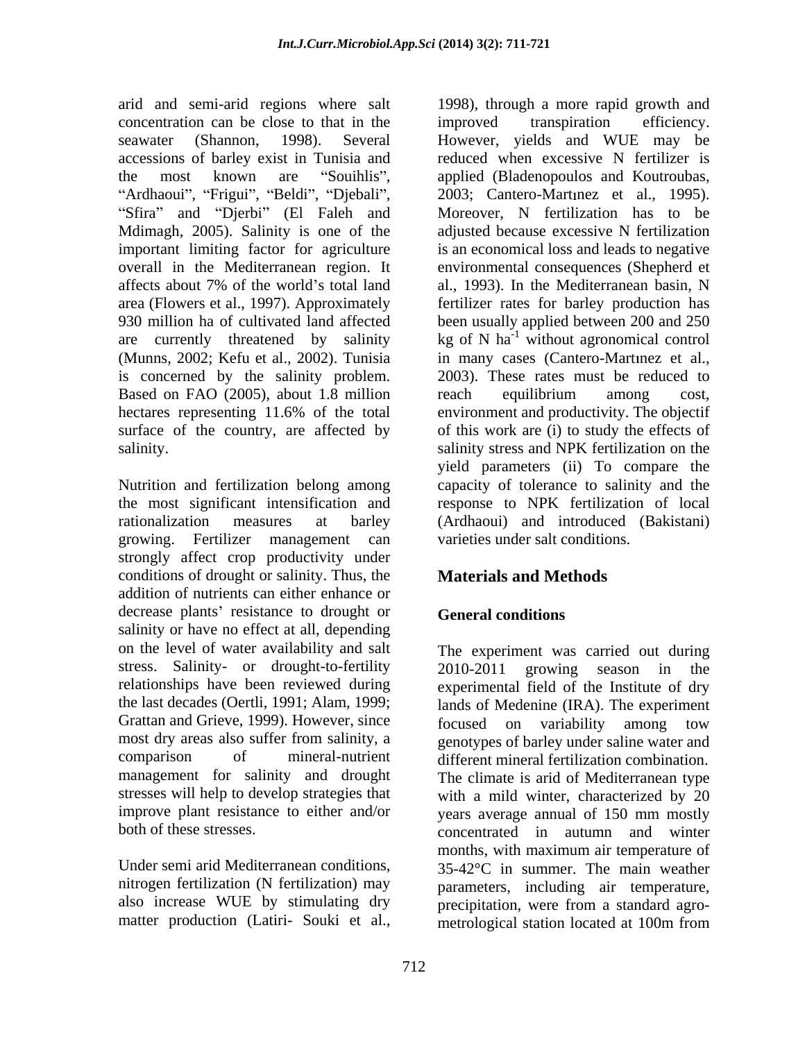arid and semi-arid regions where salt concentration can be close to that in the seawater (Shannon, 1998). Several accessions of barley exist in Tunisia and the most known are "Souihlis", "Ardhaoui", "Frigui", "Beldi", "Djebali", "Sfira" and "Djerbi" (El Faleh and Mdimagh, 2005). Salinity is one of the important limiting factor for agriculture overall in the Mediterranean region. It affects about 7% of the world's total land area (Flowers et al., 1997). Approximately 930 million ha of cultivated land affected are currently threatened by salinity (Munns, 2002; Kefu et al., 2002). Tunisia is concerned by the salinity problem. Based on FAO (2005), about 1.8 million hectares representing 11.6% of the total surface of the country, are affected by salinity.

Nutrition and fertilization belong among the most significant intensification and rationalization measures at barley growing. Fertilizer management can strongly affect crop productivity under conditions of drought or salinity. Thus, the addition of nutrients can either enhance or decrease plants' resistance to drought or salinity or have no effect at all, depending on the level of water availability and salt stress. Salinity- or drought-to-fertility relationships have been reviewed during the last decades (Oertli, 1991; Alam, 1999; Grattan and Grieve, 1999). However, since most dry areas also suffer from salinity, a comparison of mineral-nutrient management for salinity and drought stresses will help to develop strategies that improve plant resistance to either and/or both of these stresses.

Under semi arid Mediterranean conditions, nitrogen fertilization (N fertilization) may also increase WUE by stimulating dry matter production (Latiri- Souki et al., 1998), through a more rapid growth and improved transpiration efficiency. However, yields and WUE may be reduced when excessive N fertilizer is applied (Bladenopoulos and Koutroubas, 2003; Cantero-Martınez et al., 1995). Moreover, N fertilization has to be adjusted because excessive N fertilization is an economical loss and leads to negative environmental consequences (Shepherd et al., 1993). In the Mediterranean basin, N fertilizer rates for barley production has been usually applied between 200 and 250 kg of N $ha^{-1}$ without agronomical control in many cases (Cantero-Martınez et al., 2003). These rates must be reduced to reach equilibrium among cost, environment and productivity. The objectif of this work are (i) to study the effects of salinity stress and NPK fertilization on the yield parameters (ii) To compare the capacity of tolerance to salinity and the response to NPK fertilization of local (Ardhaoui) and introduced (Bakistani) varieties under salt conditions.

## Materials and Methods

### General conditions

The experiment was carried out during 2010-2011 growing season in the experimental field of the Institute of dry lands of Medenine (IRA). The experiment focused on variability among tow genotypes of barley under saline water and different mineral fertilization combination. The climate is arid of Mediterranean type with a mild winter, characterized by 20 years average annual of 150 mm mostly concentrated in autumn and winter months, with maximum air temperature of 35-42°C in summer. The main weather parameters, including air temperature, precipitation, were from a standard agro-metrological station located at 100m from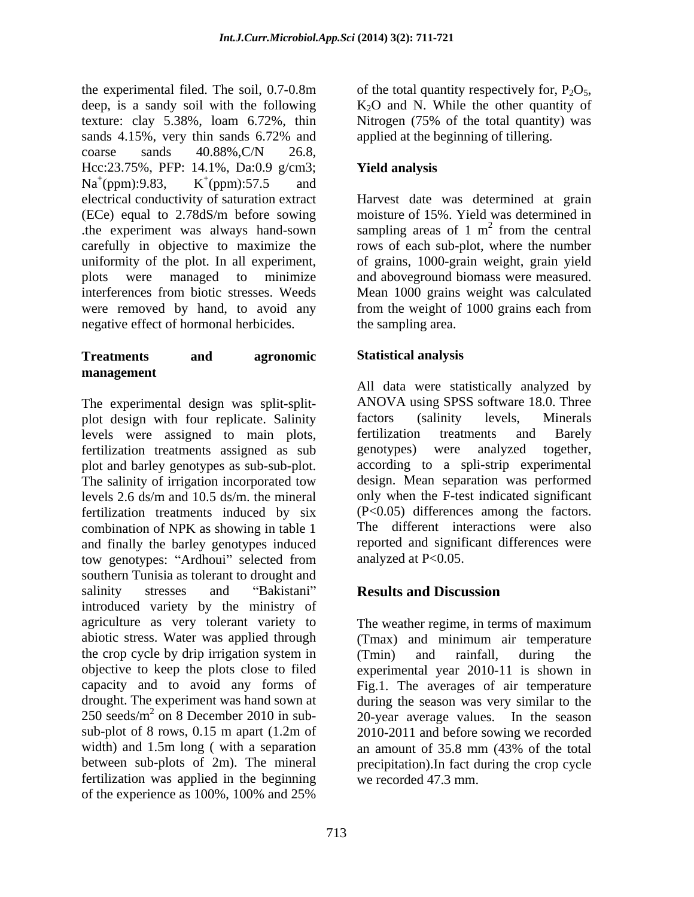the experimental filed. The soil, 0.7-0.8m deep, is a sandy soil with the following texture: clay 5.38%, loam 6.72%, thin sands 4.15%, very thin sands 6.72% and coarse sands 40.88%,C/N 26.8, Hcc:23.75%, PFP: 14.1%, Da:0.9 g/cm3; $Na^+$(ppm):9.83, $K^+$(ppm):57.5 and electrical conductivity of saturation extract (ECe) equal to 2.78dS/m before sowing .the experiment was always hand-sown carefully in objective to maximize the uniformity of the plot. In all experiment, plots were managed to minimize interferences from biotic stresses. Weeds were removed by hand, to avoid any negative effect of hormonal herbicides.

## Treatments and agronomic management

The experimental design was split-split-plot design with four replicate. Salinity levels were assigned to main plots, fertilization treatments assigned as sub plot and barley genotypes as sub-sub-plot. The salinity of irrigation incorporated tow levels 2.6 ds/m and 10.5 ds/m. the mineral fertilization treatments induced by six combination of NPK as showing in table 1 and finally the barley genotypes induced tow genotypes: "Ardhoui" selected from southern Tunisia as tolerant to drought and salinity stresses and "Bakistani" introduced variety by the ministry of agriculture as very tolerant variety to abiotic stress. Water was applied through the crop cycle by drip irrigation system in objective to keep the plots close to filed capacity and to avoid any forms of drought. The experiment was hand sown at 250 seeds/$m^2$ on 8 December 2010 in sub-sub-plot of 8 rows, 0.15 m apart (1.2m of width) and 1.5m long ( with a separation between sub-plots of 2m). The mineral fertilization was applied in the beginning of the experience as 100%, 100% and 25% of the total quantity respectively for, $P_2O_5$, $K_2O$ and N. While the other quantity of Nitrogen (75% of the total quantity) was applied at the beginning of tillering.

## Yield analysis

Harvest date was determined at grain moisture of 15%. Yield was determined in sampling areas of 1 $m^2$ from the central rows of each sub-plot, where the number of grains, 1000-grain weight, grain yield and aboveground biomass were measured. Mean 1000 grains weight was calculated from the weight of 1000 grains each from the sampling area.

## Statistical analysis

All data were statistically analyzed by ANOVA using SPSS software 18.0. Three factors (salinity levels, Minerals fertilization treatments and Barely genotypes) were analyzed together, according to a spli-strip experimental design. Mean separation was performed only when the F-test indicated significant ($P<0.05$) differences among the factors. The different interactions were also reported and significant differences were analyzed at $P<0.05$.

# Results and Discussion

The weather regime, in terms of maximum (Tmax) and minimum air temperature (Tmin) and rainfall, during the experimental year 2010-11 is shown in Fig.1. The averages of air temperature during the season was very similar to the 20-year average values. In the season 2010-2011 and before sowing we recorded an amount of 35.8 mm (43% of the total precipitation).In fact during the crop cycle we recorded 47.3 mm.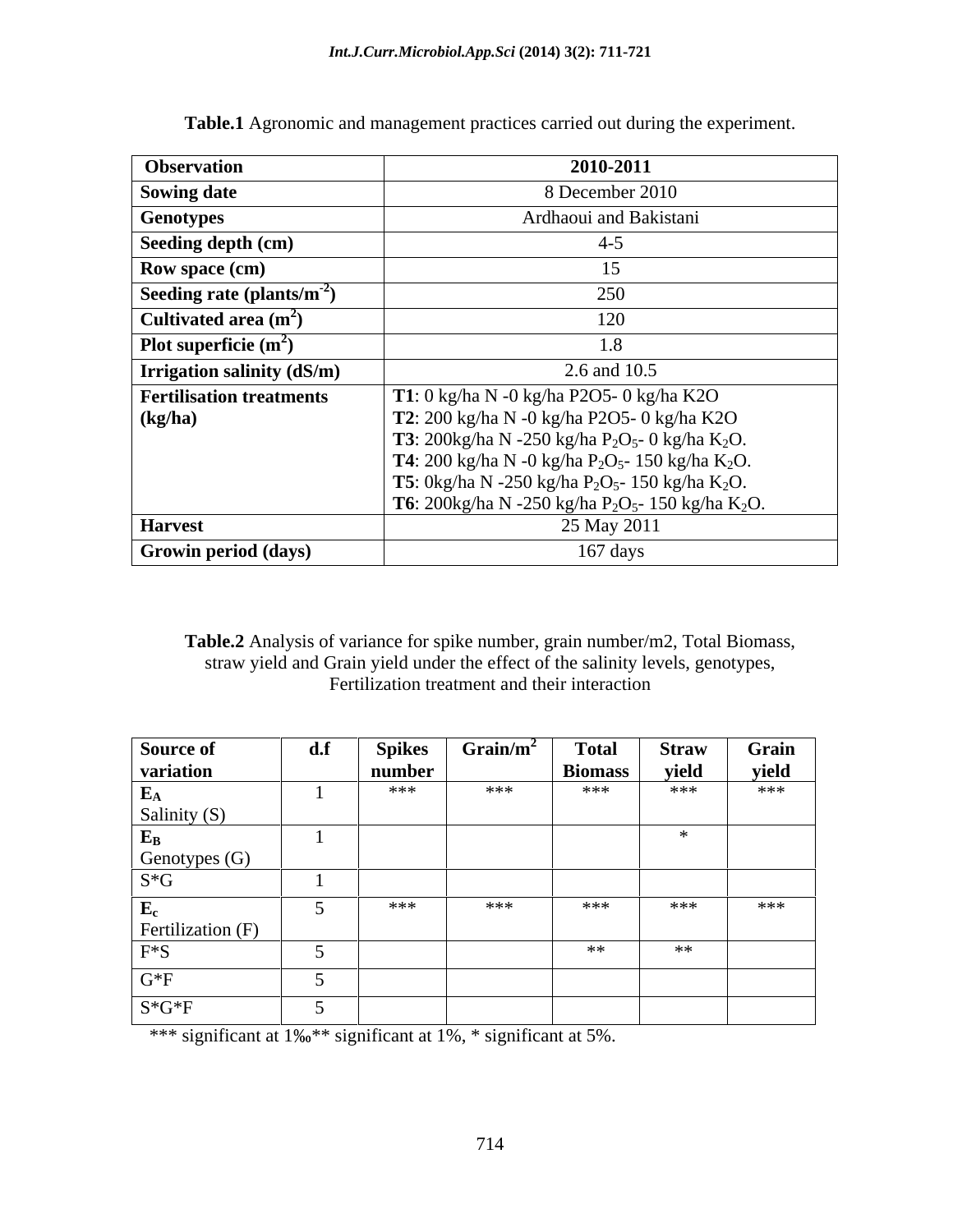**Table.1** Agronomic and management practices carried out during the experiment.

| Observation | 2010-2011 |
|---|---|
| **Sowing date** | 8 December 2010 |
| **Genotypes** | Ardhaoui and Bakistani |
| **Seeding depth (cm)** | 4-5 |
| **Row space (cm)** | 15 |
| **Seeding rate (plants/m$^{-2}$)** | 250 |
| **Cultivated area (m$^2$)** | 120 |
| **Plot superficie (m$^2$)** | 1.8 |
| **Irrigation salinity (dS/m)** | 2.6 and 10.5 |
| **Fertilisation treatments (kg/ha)** | **T1**: 0 kg/ha N -0 kg/ha P2O5- 0 kg/ha K2O<br>**T2**: 200 kg/ha N -0 kg/ha P2O5- 0 kg/ha K2O<br>**T3**: 200kg/ha N -250 kg/ha $P_2O_5$- 0 kg/ha $K_2O$.<br>**T4**: 200 kg/ha N -0 kg/ha $P_2O_5$- 150 kg/ha $K_2O$.<br>**T5**: 0kg/ha N -250 kg/ha $P_2O_5$- 150 kg/ha $K_2O$.<br>**T6**: 200kg/ha N -250 kg/ha $P_2O_5$- 150 kg/ha $K_2O$. |
| **Harvest** | 25 May 2011 |
| **Growin period (days)** | 167 days |

**Table.2** Analysis of variance for spike number, grain number/m2, Total Biomass, straw yield and Grain yield under the effect of the salinity levels, genotypes, Fertilization treatment and their interaction

| Source of variation | d.f | Spikes number | Grain/m$^2$ | Total Biomass | Straw yield | Grain yield |
|---|---|---|---|---|---|---|
| $E_A$ Salinity (S) | 1 | *** | *** | *** | *** | *** |
| $E_B$ Genotypes (G) | 1 | | | | * | |
| S*G | 1 | | | | | |
| $E_c$ Fertilization (F) | 5 | *** | *** | *** | *** | *** |
| F*S | 5 | | | ** | ** | |
| G*F | 5 | | | | | |
| S*G*F | 5 | | | | | |

*** significant at 1‰** significant at 1%, * significant at 5%.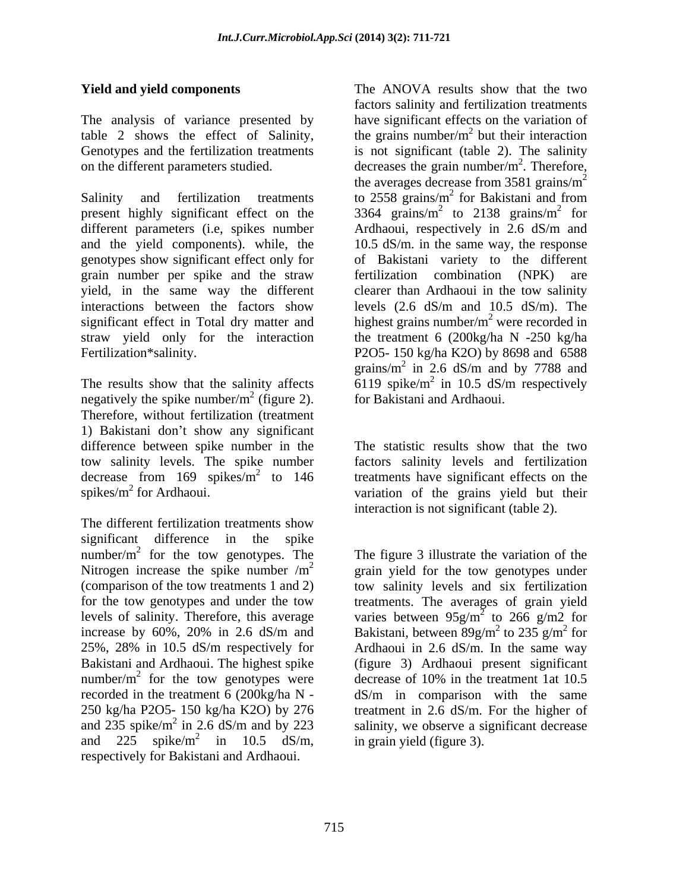### Yield and yield components

The analysis of variance presented by table 2 shows the effect of Salinity, Genotypes and the fertilization treatments on the different parameters studied.

Salinity and fertilization treatments present highly significant effect on the different parameters (i.e, spikes number and the yield components). while, the genotypes show significant effect only for grain number per spike and the straw yield, in the same way the different interactions between the factors show significant effect in Total dry matter and straw yield only for the interaction Fertilization*salinity.

The results show that the salinity affects negatively the spike number/m$^2$ (figure 2). Therefore, without fertilization (treatment 1) Bakistani don't show any significant difference between spike number in the tow salinity levels. The spike number decrease from 169 spikes/m$^2$ to 146 spikes/m$^2$ for Ardhaoui.

The different fertilization treatments show significant difference in the spike number/m$^2$ for the tow genotypes. The Nitrogen increase the spike number /m$^2$ (comparison of the tow treatments 1 and 2) for the tow genotypes and under the tow levels of salinity. Therefore, this average increase by 60%, 20% in 2.6 dS/m and 25%, 28% in 10.5 dS/m respectively for Bakistani and Ardhaoui. The highest spike number/m$^2$ for the tow genotypes were recorded in the treatment 6 (200kg/ha N - 250 kg/ha P2O5- 150 kg/ha K2O) by 276 and 235 spike/m$^2$ in 2.6 dS/m and by 223 and 225 spike/m$^2$ in 10.5 dS/m, respectively for Bakistani and Ardhaoui.

The ANOVA results show that the two factors salinity and fertilization treatments have significant effects on the variation of the grains number/m$^2$ but their interaction is not significant (table 2). The salinity decreases the grain number/m$^2$. Therefore, the averages decrease from 3581 grains/m$^2$ to 2558 grains/m$^2$ for Bakistani and from 3364 grains/m$^2$ to 2138 grains/m$^2$ for Ardhaoui, respectively in 2.6 dS/m and 10.5 dS/m. in the same way, the response of Bakistani variety to the different fertilization combination (NPK) are clearer than Ardhaoui in the tow salinity levels (2.6 dS/m and 10.5 dS/m). The highest grains number/m$^2$ were recorded in the treatment 6 (200kg/ha N -250 kg/ha P2O5- 150 kg/ha K2O) by 8698 and 6588 grains/m$^2$ in 2.6 dS/m and by 7788 and 6119 spike/m$^2$ in 10.5 dS/m respectively for Bakistani and Ardhaoui.

The statistic results show that the two factors salinity levels and fertilization treatments have significant effects on the variation of the grains yield but their interaction is not significant (table 2).

The figure 3 illustrate the variation of the grain yield for the tow genotypes under tow salinity levels and six fertilization treatments. The averages of grain yield varies between 95g/m$^2$ to 266 g/m2 for Bakistani, between 89g/m$^2$ to 235 g/m$^2$ for Ardhaoui in 2.6 dS/m. In the same way (figure 3) Ardhaoui present significant decrease of 10% in the treatment 1at 10.5 dS/m in comparison with the same treatment in 2.6 dS/m. For the higher of salinity, we observe a significant decrease in grain yield (figure 3).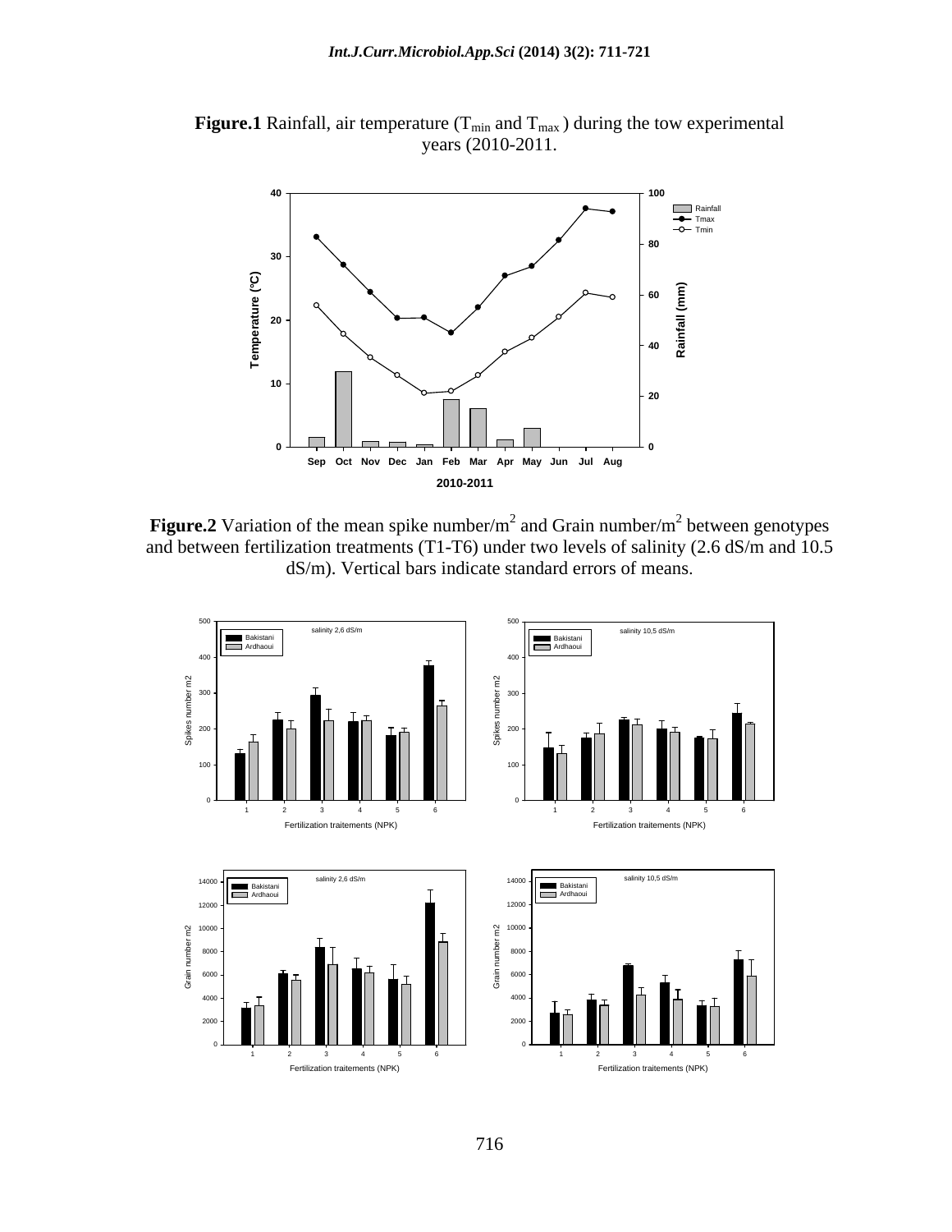**Figure.1** Rainfall, air temperature ($T_{min}$ and $T_{max}$) during the tow experimental years (2010-2011.

**Figure.2** Variation of the mean spike number/$m^2$ and Grain number/$m^2$ between genotypes and between fertilization treatments (T1-T6) under two levels of salinity (2.6 dS/m and 10.5 dS/m). Vertical bars indicate standard errors of means.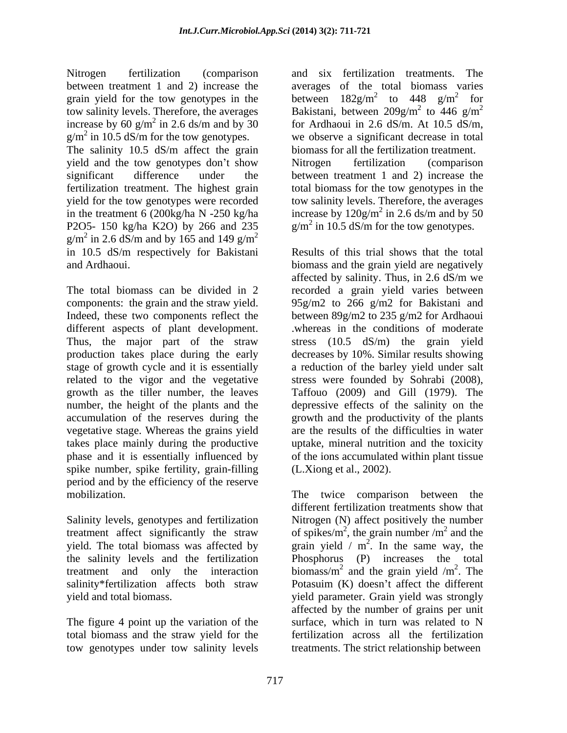Nitrogen fertilization (comparison between treatment 1 and 2) increase the grain yield for the tow genotypes in the tow salinity levels. Therefore, the averages increase by 60 $g/m^2$ in 2.6 ds/m and by 30 $g/m^2$ in 10.5 dS/m for the tow genotypes.
The salinity 10.5 dS/m affect the grain yield and the tow genotypes don't show significant difference under the fertilization treatment. The highest grain yield for the tow genotypes were recorded in the treatment 6 (200kg/ha N -250 kg/ha P2O5- 150 kg/ha K2O) by 266 and 235 $g/m^2$ in 2.6 dS/m and by 165 and 149 $g/m^2$ in 10.5 dS/m respectively for Bakistani and Ardhaoui.

The total biomass can be divided in 2 components: the grain and the straw yield. Indeed, these two components reflect the different aspects of plant development. Thus, the major part of the straw production takes place during the early stage of growth cycle and it is essentially related to the vigor and the vegetative growth as the tiller number, the leaves number, the height of the plants and the accumulation of the reserves during the vegetative stage. Whereas the grains yield takes place mainly during the productive phase and it is essentially influenced by spike number, spike fertility, grain-filling period and by the efficiency of the reserve mobilization.

Salinity levels, genotypes and fertilization treatment affect significantly the straw yield. The total biomass was affected by the salinity levels and the fertilization treatment and only the interaction salinity*fertilization affects both straw yield and total biomass.

The figure 4 point up the variation of the total biomass and the straw yield for the tow genotypes under tow salinity levels and six fertilization treatments. The averages of the total biomass varies between 182$g/m^2$ to 448 $g/m^2$ for Bakistani, between 209$g/m^2$ to 446 $g/m^2$ for Ardhaoui in 2.6 dS/m. At 10.5 dS/m, we observe a significant decrease in total biomass for all the fertilization treatment. Nitrogen fertilization (comparison between treatment 1 and 2) increase the total biomass for the tow genotypes in the tow salinity levels. Therefore, the averages increase by 120$g/m^2$ in 2.6 ds/m and by 50 $g/m^2$ in 10.5 dS/m for the tow genotypes.

Results of this trial shows that the total biomass and the grain yield are negatively affected by salinity. Thus, in 2.6 dS/m we recorded a grain yield varies between 95g/m2 to 266 g/m2 for Bakistani and between 89g/m2 to 235 g/m2 for Ardhaoui .whereas in the conditions of moderate stress (10.5 dS/m) the grain yield decreases by 10%. Similar results showing a reduction of the barley yield under salt stress were founded by Sohrabi (2008), Taffouo (2009) and Gill (1979). The depressive effects of the salinity on the growth and the productivity of the plants are the results of the difficulties in water uptake, mineral nutrition and the toxicity of the ions accumulated within plant tissue (L.Xiong et al., 2002).

The twice comparison between the different fertilization treatments show that Nitrogen (N) affect positively the number of spikes/$m^2$, the grain number /$m^2$ and the grain yield / $m^2$. In the same way, the Phosphorus (P) increases the total biomass/$m^2$ and the grain yield /$m^2$. The Potasuim (K) doesn't affect the different yield parameter. Grain yield was strongly affected by the number of grains per unit surface, which in turn was related to N fertilization across all the fertilization treatments. The strict relationship between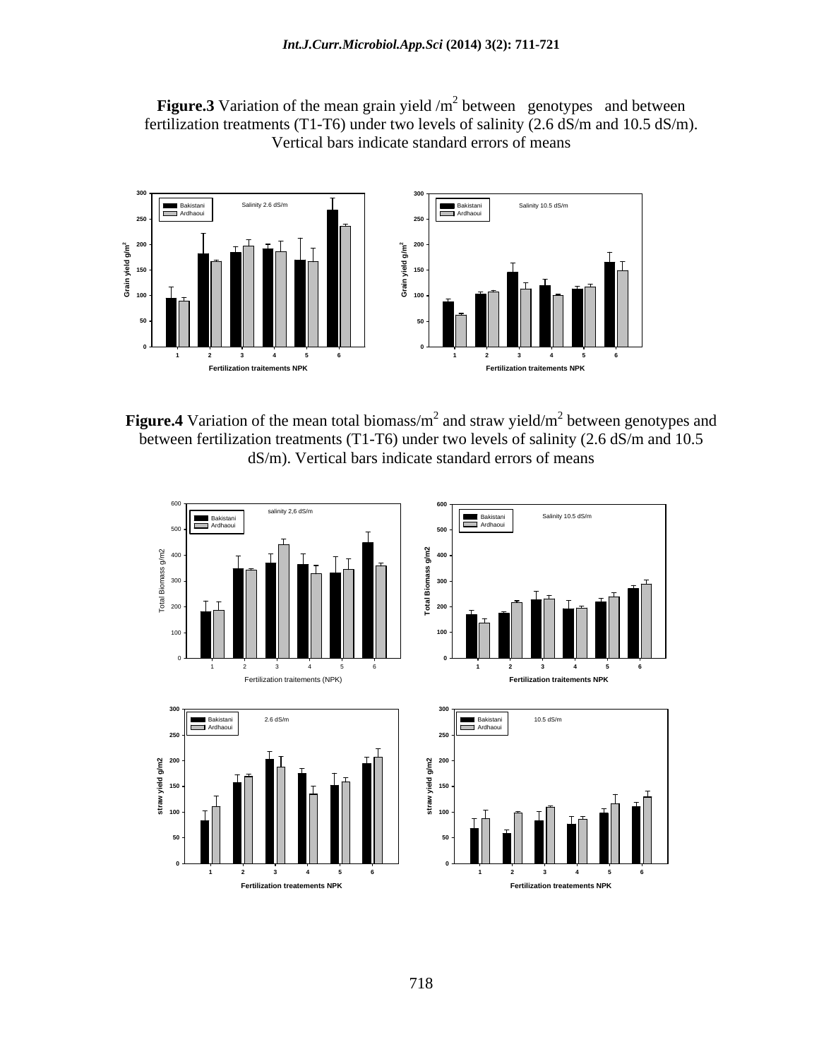**Figure.3** Variation of the mean grain yield /m$^2$ between genotypes and between fertilization treatments (T1-T6) under two levels of salinity (2.6 dS/m and 10.5 dS/m). Vertical bars indicate standard errors of means

**Figure.4** Variation of the mean total biomass/m$^2$ and straw yield/m$^2$ between genotypes and between fertilization treatments (T1-T6) under two levels of salinity (2.6 dS/m and 10.5 dS/m). Vertical bars indicate standard errors of means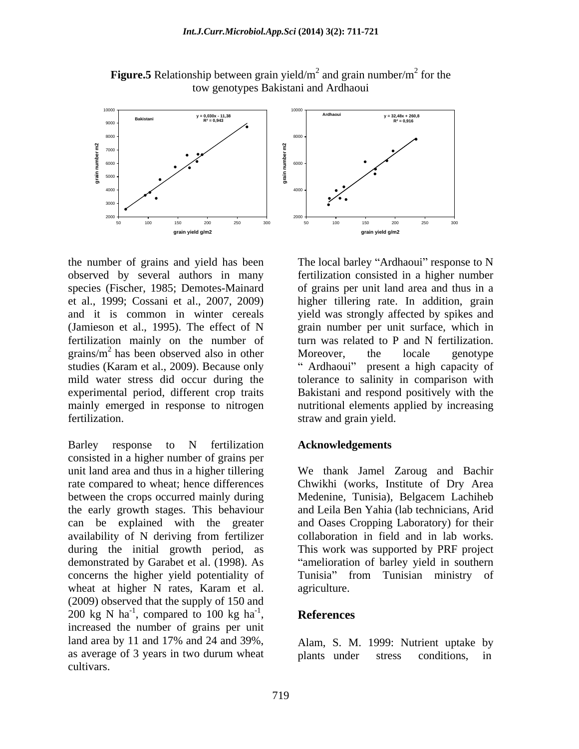**Figure.5** Relationship between grain yield/m$^2$ and grain number/m$^2$ for the tow genotypes Bakistani and Ardhaoui

the number of grains and yield has been observed by several authors in many species (Fischer, 1985; Demotes-Mainard et al., 1999; Cossani et al., 2007, 2009) and it is common in winter cereals (Jamieson et al., 1995). The effect of N fertilization mainly on the number of grains/m$^2$ has been observed also in other studies (Karam et al., 2009). Because only mild water stress did occur during the experimental period, different crop traits mainly emerged in response to nitrogen fertilization.

Barley response to N fertilization consisted in a higher number of grains per unit land area and thus in a higher tillering rate compared to wheat; hence differences between the crops occurred mainly during the early growth stages. This behaviour can be explained with the greater availability of N deriving from fertilizer during the initial growth period, as demonstrated by Garabet et al. (1998). As concerns the higher yield potentiality of wheat at higher N rates, Karam et al. (2009) observed that the supply of 150 and 200 kg N ha$^{-1}$, compared to 100 kg ha$^{-1}$, increased the number of grains per unit land area by 11 and 17% and 24 and 39%, as average of 3 years in two durum wheat cultivars.

The local barley "Ardhaoui" response to N fertilization consisted in a higher number of grains per unit land area and thus in a higher tillering rate. In addition, grain yield was strongly affected by spikes and grain number per unit surface, which in turn was related to P and N fertilization. Moreover, the locale genotype " Ardhaoui" present a high capacity of tolerance to salinity in comparison with Bakistani and respond positively with the nutritional elements applied by increasing straw and grain yield.

## Acknowledgements

We thank Jamel Zaroug and Bachir Chwikhi (works, Institute of Dry Area Medenine, Tunisia), Belgacem Lachiheb and Leila Ben Yahia (lab technicians, Arid and Oases Cropping Laboratory) for their collaboration in field and in lab works. This work was supported by PRF project "amelioration of barley yield in southern Tunisia" from Tunisian ministry of agriculture.

## References

Alam, S. M. 1999: Nutrient uptake by plants under stress conditions, in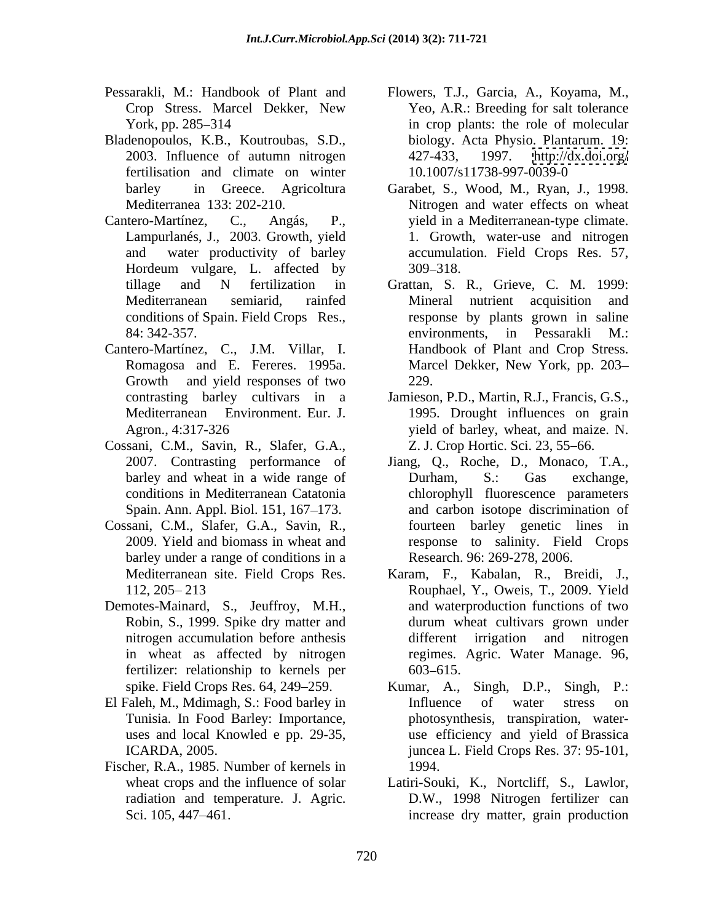Pessarakli, M.: Handbook of Plant and Crop Stress. Marcel Dekker, New York, pp. 285–314

Bladenopoulos, K.B., Koutroubas, S.D., 2003. Influence of autumn nitrogen fertilisation and climate on winter barley in Greece. Agricoltura Mediterranea 133: 202-210.

Cantero-Martínez, C., Angás, P., Lampurlanés, J., 2003. Growth, yield and water productivity of barley Hordeum vulgare, L. affected by tillage and N fertilization in Mediterranean semiarid, rainfed conditions of Spain. Field Crops Res., 84: 342-357.

Cantero-Martínez, C., J.M. Villar, I. Romagosa and E. Fereres. 1995a. Growth and yield responses of two contrasting barley cultivars in a Mediterranean Environment. Eur. J. Agron., 4:317-326

Cossani, C.M., Savin, R., Slafer, G.A., 2007. Contrasting performance of barley and wheat in a wide range of conditions in Mediterranean Catatonia Spain. Ann. Appl. Biol. 151, 167–173.

Cossani, C.M., Slafer, G.A., Savin, R., 2009. Yield and biomass in wheat and barley under a range of conditions in a Mediterranean site. Field Crops Res. 112, 205– 213

Demotes-Mainard, S., Jeuffroy, M.H., Robin, S., 1999. Spike dry matter and nitrogen accumulation before anthesis in wheat as affected by nitrogen fertilizer: relationship to kernels per spike. Field Crops Res. 64, 249–259.

El Faleh, M., Mdimagh, S.: Food barley in Tunisia. In Food Barley: Importance, uses and local Knowled e pp. 29-35, ICARDA, 2005.

Fischer, R.A., 1985. Number of kernels in wheat crops and the influence of solar radiation and temperature. J. Agric. Sci. 105, 447–461.

Flowers, T.J., Garcia, A., Koyama, M., Yeo, A.R.: Breeding for salt tolerance in crop plants: the role of molecular biology. Acta Physio. Plantarum. 19: 427-433, 1997. http://dx.doi.org/10.1007/s11738-997-0039-0

Garabet, S., Wood, M., Ryan, J., 1998. Nitrogen and water effects on wheat yield in a Mediterranean-type climate. 1. Growth, water-use and nitrogen accumulation. Field Crops Res. 57, 309–318.

Grattan, S. R., Grieve, C. M. 1999: Mineral nutrient acquisition and response by plants grown in saline environments, in Pessarakli M.: Handbook of Plant and Crop Stress. Marcel Dekker, New York, pp. 203–229.

Jamieson, P.D., Martin, R.J., Francis, G.S., 1995. Drought influences on grain yield of barley, wheat, and maize. N. Z. J. Crop Hortic. Sci. 23, 55–66.

Jiang, Q., Roche, D., Monaco, T.A., Durham, S.: Gas exchange, chlorophyll fluorescence parameters and carbon isotope discrimination of fourteen barley genetic lines in response to salinity. Field Crops Research. 96: 269-278, 2006.

Karam, F., Kabalan, R., Breidi, J., Rouphael, Y., Oweis, T., 2009. Yield and waterproduction functions of two durum wheat cultivars grown under different irrigation and nitrogen regimes. Agric. Water Manage. 96, 603–615.

Kumar, A., Singh, D.P., Singh, P.: Influence of water stress on photosynthesis, transpiration, water-use efficiency and yield of Brassica juncea L. Field Crops Res. 37: 95-101, 1994.

Latiri-Souki, K., Nortcliff, S., Lawlor, D.W., 1998 Nitrogen fertilizer can increase dry matter, grain production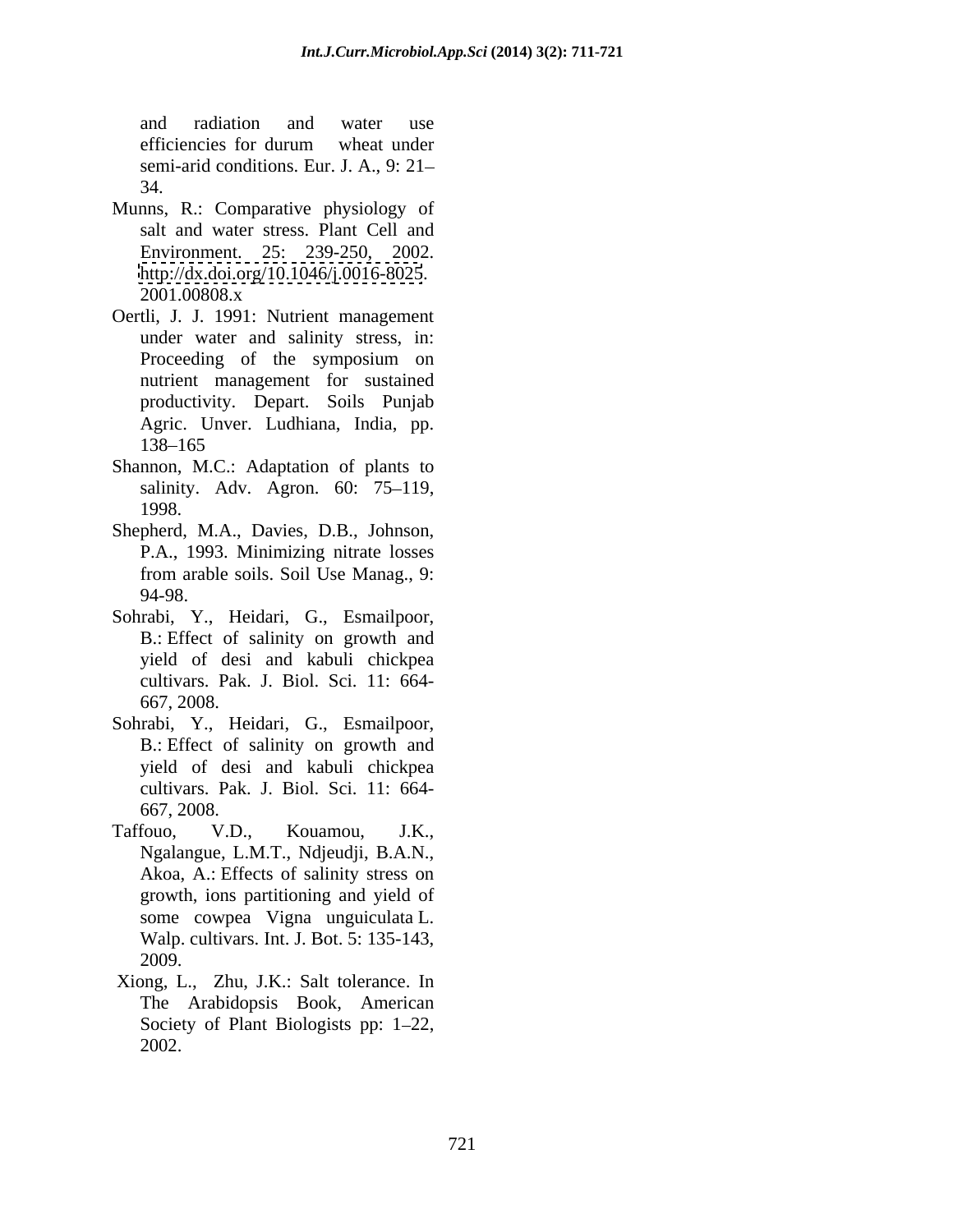and radiation and water use efficiencies for durum wheat under semi-arid conditions. Eur. J. A., 9: 21–34.

Munns, R.: Comparative physiology of salt and water stress. Plant Cell and Environment. 25: 239-250, 2002. http://dx.doi.org/10.1046/j.0016-8025.2001.00808.x

Oertli, J. J. 1991: Nutrient management under water and salinity stress, in: Proceeding of the symposium on nutrient management for sustained productivity. Depart. Soils Punjab Agric. Unver. Ludhiana, India, pp. 138–165

Shannon, M.C.: Adaptation of plants to salinity. Adv. Agron. 60: 75–119, 1998.

Shepherd, M.A., Davies, D.B., Johnson, P.A., 1993. Minimizing nitrate losses from arable soils. Soil Use Manag., 9: 94-98.

Sohrabi, Y., Heidari, G., Esmailpoor, B.: Effect of salinity on growth and yield of desi and kabuli chickpea cultivars. Pak. J. Biol. Sci. 11: 664-667, 2008.

Sohrabi, Y., Heidari, G., Esmailpoor, B.: Effect of salinity on growth and yield of desi and kabuli chickpea cultivars. Pak. J. Biol. Sci. 11: 664-667, 2008.

Taffouo, V.D., Kouamou, J.K., Ngalangue, L.M.T., Ndjeudji, B.A.N., Akoa, A.: Effects of salinity stress on growth, ions partitioning and yield of some cowpea Vigna unguiculata L. Walp. cultivars. Int. J. Bot. 5: 135-143, 2009.

Xiong, L., Zhu, J.K.: Salt tolerance. In The Arabidopsis Book, American Society of Plant Biologists pp: 1–22, 2002.